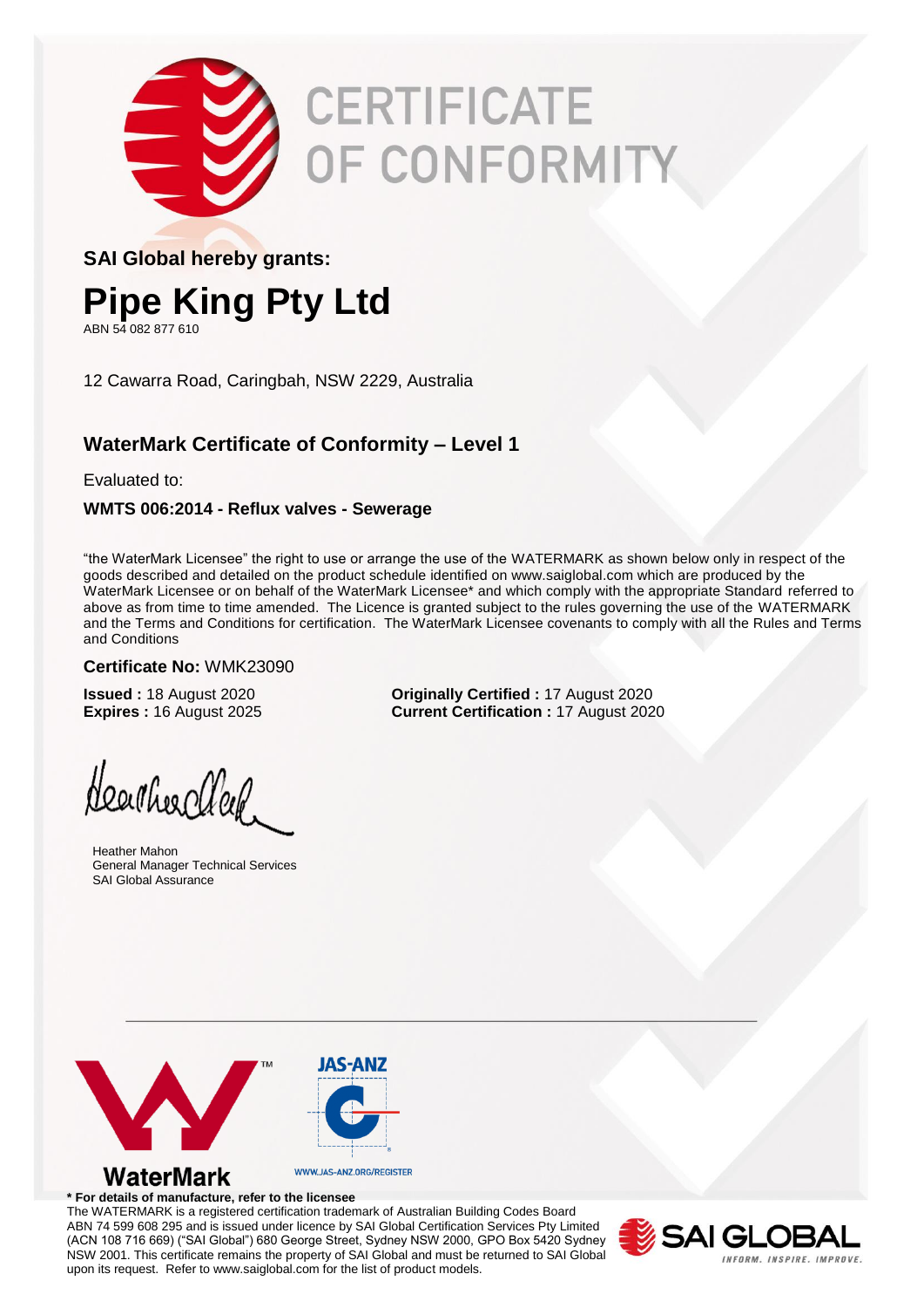# CERTIFICATE OF CONFORMITY

**SAI Global hereby grants:**

# Pipe King Pty Ltd

ABN 54 082 877 610

12 Cawarra Road, Caringbah, NSW 2229, Australia

## WaterMark Certificate of Conformity – Level 1

Evaluated to:

**WMTS 006:2014 - Reflux valves - Sewerage**

"the WaterMark Licensee" the right to use or arrange the use of the WATERMARK as shown below only in respect of the goods described and detailed on the product schedule identified on www.saiglobal.com which are produced by the WaterMark Licensee or on behalf of the WaterMark Licensee* and which comply with the appropriate Standard referred to above as from time to time amended. The Licence is granted subject to the rules governing the use of the WATERMARK and the Terms and Conditions for certification. The WaterMark Licensee covenants to comply with all the Rules and Terms and Conditions

**Certificate No:** WMK23090

**Issued :** 18 August 2020
**Expires :** 16 August 2025

**Originally Certified :** 17 August 2020
**Current Certification :** 17 August 2020

Heather Mahon
General Manager Technical Services
SAI Global Assurance

WaterMark

JAS-ANZ

WWW.JAS-ANZ.ORG/REGISTER

**\* For details of manufacture, refer to the licensee**

The WATERMARK is a registered certification trademark of Australian Building Codes Board ABN 74 599 608 295 and is issued under licence by SAI Global Certification Services Pty Limited (ACN 108 716 669) ("SAI Global") 680 George Street, Sydney NSW 2000, GPO Box 5420 Sydney NSW 2001. This certificate remains the property of SAI Global and must be returned to SAI Global upon its request. Refer to www.saiglobal.com for the list of product models.

SAI GLOBAL
INFORM. INSPIRE. IMPROVE.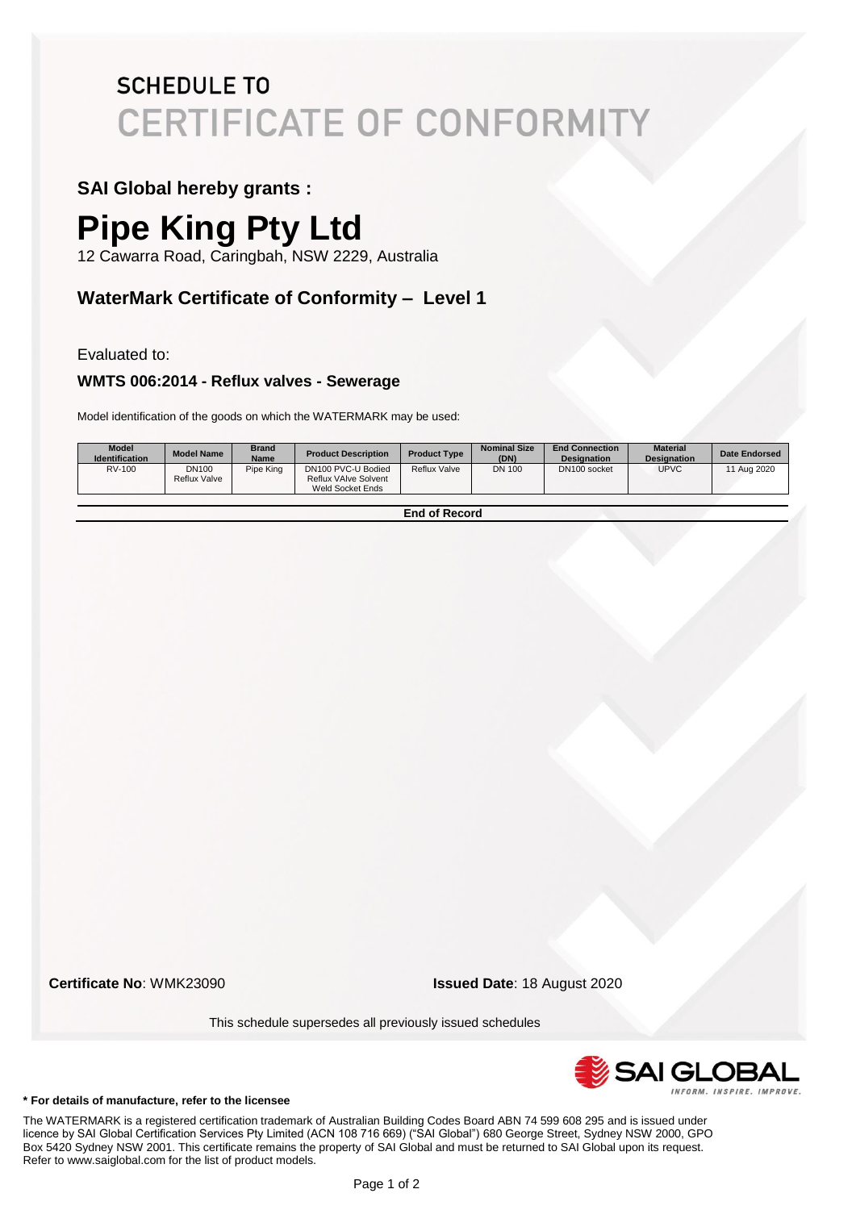# SCHEDULE TO
# CERTIFICATE OF CONFORMITY

**SAI Global hereby grants :**

# Pipe King Pty Ltd

12 Cawarra Road, Caringbah, NSW 2229, Australia

## WaterMark Certificate of Conformity – Level 1

Evaluated to:

### WMTS 006:2014 - Reflux valves - Sewerage

Model identification of the goods on which the WATERMARK may be used:

| Model Identification | Model Name | Brand Name | Product Description | Product Type | Nominal Size (DN) | End Connection Designation | Material Designation | Date Endorsed |
|---|---|---|---|---|---|---|---|---|
| RV-100 | DN100 Reflux Valve | Pipe King | DN100 PVC-U Bodied Reflux VAlve Solvent Weld Socket Ends | Reflux Valve | DN 100 | DN100 socket | UPVC | 11 Aug 2020 |

**End of Record**

**Certificate No**: WMK23090

**Issued Date**: 18 August 2020

This schedule supersedes all previously issued schedules

**\* For details of manufacture, refer to the licensee**

The WATERMARK is a registered certification trademark of Australian Building Codes Board ABN 74 599 608 295 and is issued under licence by SAI Global Certification Services Pty Limited (ACN 108 716 669) ("SAI Global") 680 George Street, Sydney NSW 2000, GPO Box 5420 Sydney NSW 2001. This certificate remains the property of SAI Global and must be returned to SAI Global upon its request. Refer to www.saiglobal.com for the list of product models.